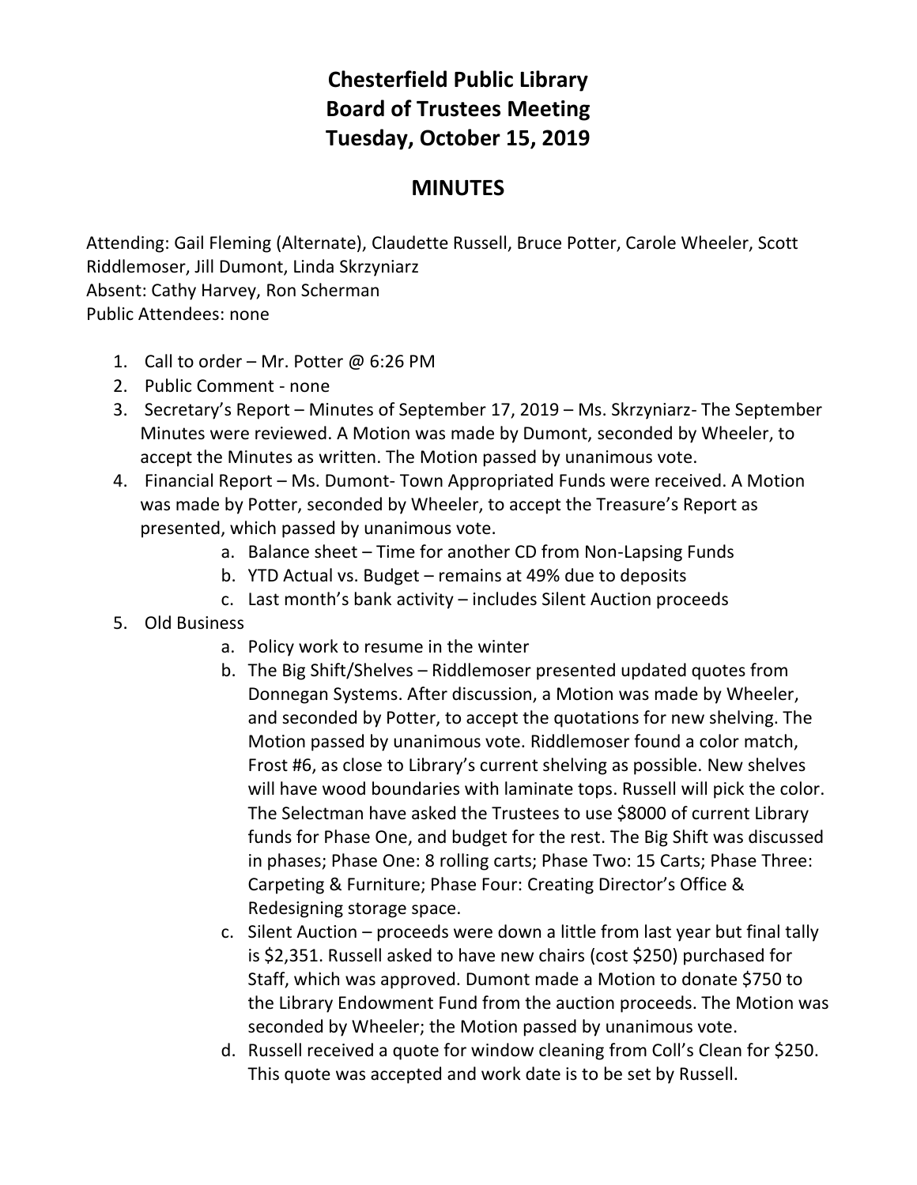# Chesterfield Public Library
# Board of Trustees Meeting
# Tuesday, October 15, 2019

## MINUTES

Attending: Gail Fleming (Alternate), Claudette Russell, Bruce Potter, Carole Wheeler, Scott Riddlemoser, Jill Dumont, Linda Skrzyniarz
Absent: Cathy Harvey, Ron Scherman
Public Attendees: none

1. Call to order – Mr. Potter @ 6:26 PM
2. Public Comment - none
3. Secretary's Report – Minutes of September 17, 2019 – Ms. Skrzyniarz- The September Minutes were reviewed. A Motion was made by Dumont, seconded by Wheeler, to accept the Minutes as written. The Motion passed by unanimous vote.
4. Financial Report – Ms. Dumont- Town Appropriated Funds were received. A Motion was made by Potter, seconded by Wheeler, to accept the Treasure's Report as presented, which passed by unanimous vote.
   a. Balance sheet – Time for another CD from Non-Lapsing Funds
   b. YTD Actual vs. Budget – remains at 49% due to deposits
   c. Last month's bank activity – includes Silent Auction proceeds
5. Old Business
   a. Policy work to resume in the winter
   b. The Big Shift/Shelves – Riddlemoser presented updated quotes from Donnegan Systems. After discussion, a Motion was made by Wheeler, and seconded by Potter, to accept the quotations for new shelving. The Motion passed by unanimous vote. Riddlemoser found a color match, Frost #6, as close to Library's current shelving as possible. New shelves will have wood boundaries with laminate tops. Russell will pick the color. The Selectman have asked the Trustees to use $8000 of current Library funds for Phase One, and budget for the rest. The Big Shift was discussed in phases; Phase One: 8 rolling carts; Phase Two: 15 Carts; Phase Three: Carpeting & Furniture; Phase Four: Creating Director's Office & Redesigning storage space.
   c. Silent Auction – proceeds were down a little from last year but final tally is $2,351. Russell asked to have new chairs (cost $250) purchased for Staff, which was approved. Dumont made a Motion to donate $750 to the Library Endowment Fund from the auction proceeds. The Motion was seconded by Wheeler; the Motion passed by unanimous vote.
   d. Russell received a quote for window cleaning from Coll's Clean for $250. This quote was accepted and work date is to be set by Russell.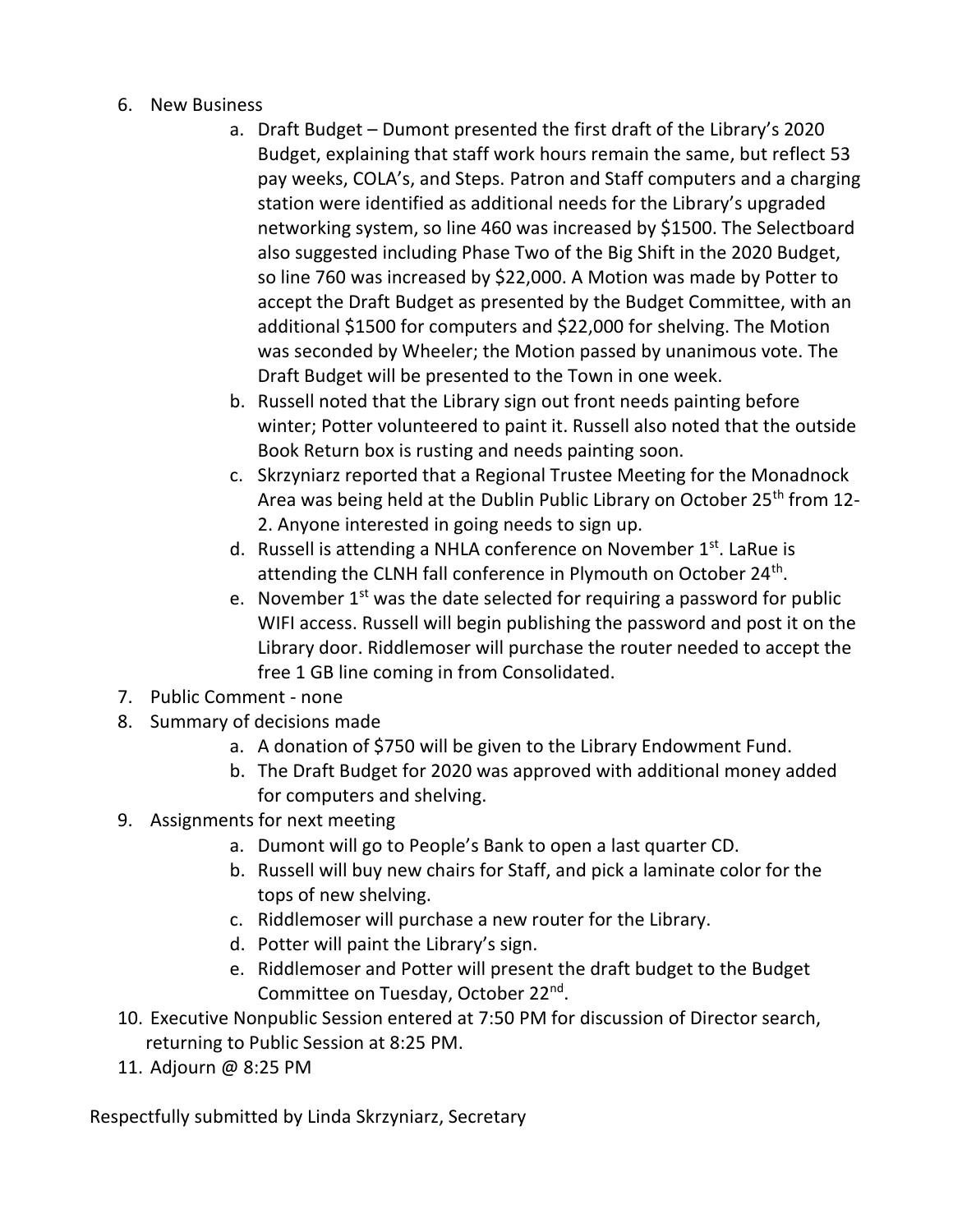6. New Business
    a. Draft Budget – Dumont presented the first draft of the Library's 2020 Budget, explaining that staff work hours remain the same, but reflect 53 pay weeks, COLA's, and Steps. Patron and Staff computers and a charging station were identified as additional needs for the Library's upgraded networking system, so line 460 was increased by $1500. The Selectboard also suggested including Phase Two of the Big Shift in the 2020 Budget, so line 760 was increased by $22,000. A Motion was made by Potter to accept the Draft Budget as presented by the Budget Committee, with an additional $1500 for computers and $22,000 for shelving. The Motion was seconded by Wheeler; the Motion passed by unanimous vote. The Draft Budget will be presented to the Town in one week.
    b. Russell noted that the Library sign out front needs painting before winter; Potter volunteered to paint it. Russell also noted that the outside Book Return box is rusting and needs painting soon.
    c. Skrzyniarz reported that a Regional Trustee Meeting for the Monadnock Area was being held at the Dublin Public Library on October 25th from 12-2. Anyone interested in going needs to sign up.
    d. Russell is attending a NHLA conference on November 1st. LaRue is attending the CLNH fall conference in Plymouth on October 24th.
    e. November 1st was the date selected for requiring a password for public WIFI access. Russell will begin publishing the password and post it on the Library door. Riddlemoser will purchase the router needed to accept the free 1 GB line coming in from Consolidated.
7. Public Comment - none
8. Summary of decisions made
    a. A donation of $750 will be given to the Library Endowment Fund.
    b. The Draft Budget for 2020 was approved with additional money added for computers and shelving.
9. Assignments for next meeting
    a. Dumont will go to People's Bank to open a last quarter CD.
    b. Russell will buy new chairs for Staff, and pick a laminate color for the tops of new shelving.
    c. Riddlemoser will purchase a new router for the Library.
    d. Potter will paint the Library's sign.
    e. Riddlemoser and Potter will present the draft budget to the Budget Committee on Tuesday, October 22nd.
10. Executive Nonpublic Session entered at 7:50 PM for discussion of Director search, returning to Public Session at 8:25 PM.
11. Adjourn @ 8:25 PM

Respectfully submitted by Linda Skrzyniarz, Secretary